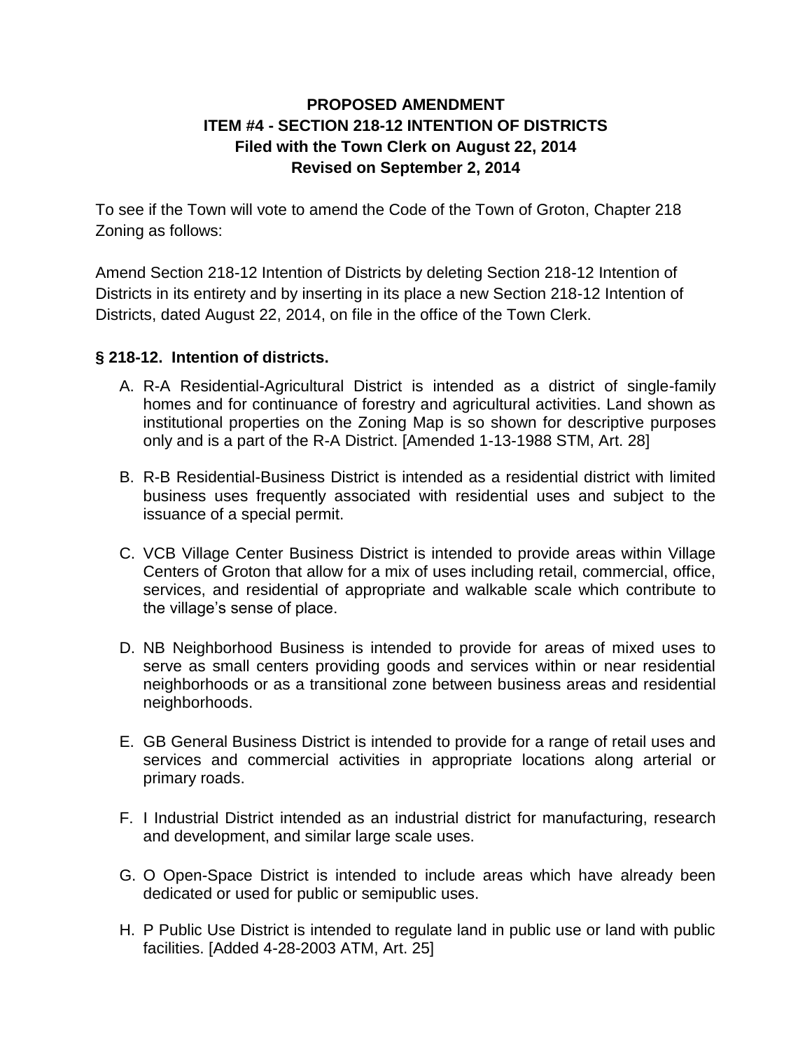**PROPOSED AMENDMENT**
**ITEM #4 - SECTION 218-12 INTENTION OF DISTRICTS**
**Filed with the Town Clerk on August 22, 2014**
**Revised on September 2, 2014**

To see if the Town will vote to amend the Code of the Town of Groton, Chapter 218 Zoning as follows:

Amend Section 218-12 Intention of Districts by deleting Section 218-12 Intention of Districts in its entirety and by inserting in its place a new Section 218-12 Intention of Districts, dated August 22, 2014, on file in the office of the Town Clerk.

### § 218-12. Intention of districts.

A. R-A Residential-Agricultural District is intended as a district of single-family homes and for continuance of forestry and agricultural activities. Land shown as institutional properties on the Zoning Map is so shown for descriptive purposes only and is a part of the R-A District. [Amended 1-13-1988 STM, Art. 28]

B. R-B Residential-Business District is intended as a residential district with limited business uses frequently associated with residential uses and subject to the issuance of a special permit.

C. VCB Village Center Business District is intended to provide areas within Village Centers of Groton that allow for a mix of uses including retail, commercial, office, services, and residential of appropriate and walkable scale which contribute to the village's sense of place.

D. NB Neighborhood Business is intended to provide for areas of mixed uses to serve as small centers providing goods and services within or near residential neighborhoods or as a transitional zone between business areas and residential neighborhoods.

E. GB General Business District is intended to provide for a range of retail uses and services and commercial activities in appropriate locations along arterial or primary roads.

F. I Industrial District intended as an industrial district for manufacturing, research and development, and similar large scale uses.

G. O Open-Space District is intended to include areas which have already been dedicated or used for public or semipublic uses.

H. P Public Use District is intended to regulate land in public use or land with public facilities. [Added 4-28-2003 ATM, Art. 25]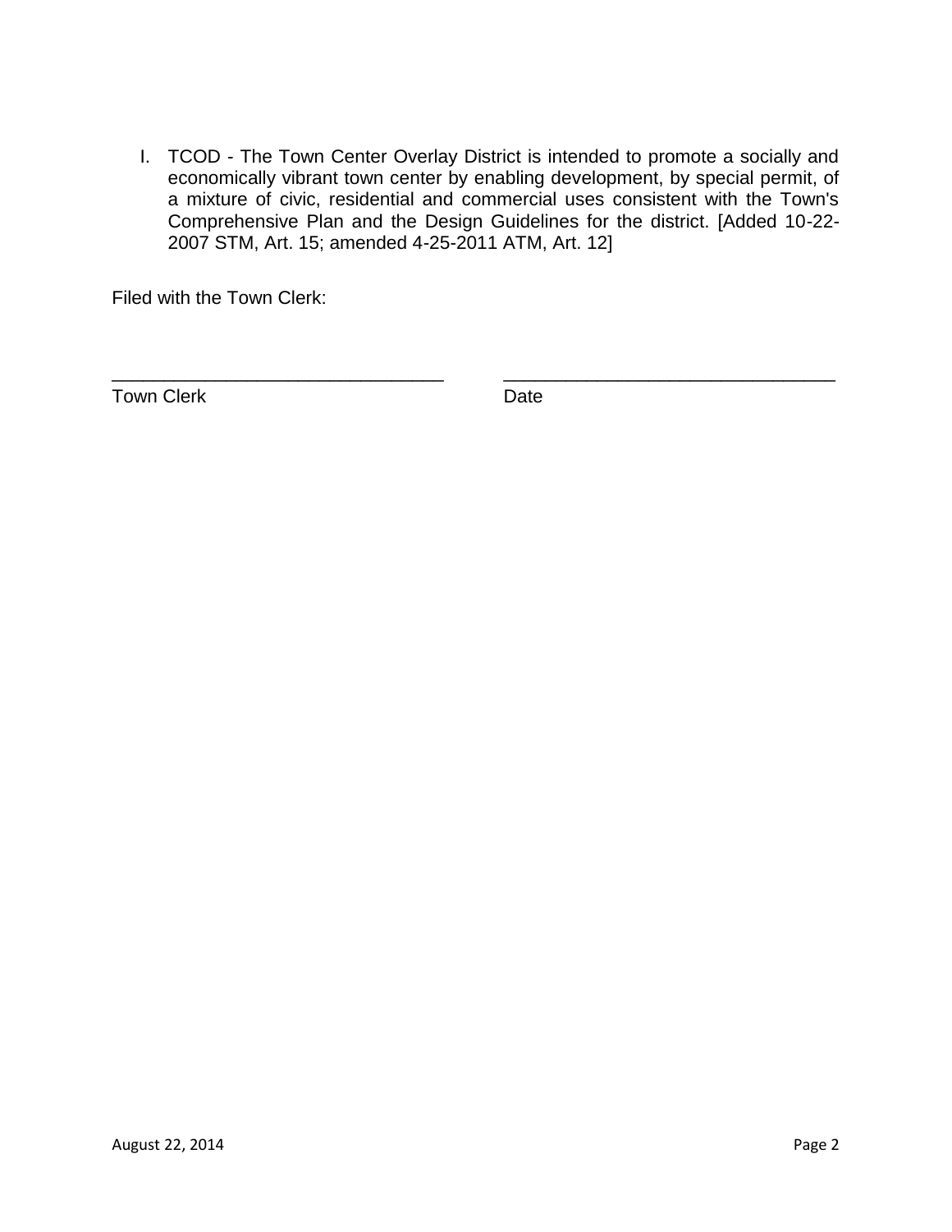I. TCOD - The Town Center Overlay District is intended to promote a socially and economically vibrant town center by enabling development, by special permit, of a mixture of civic, residential and commercial uses consistent with the Town's Comprehensive Plan and the Design Guidelines for the district. [Added 10-22-2007 STM, Art. 15; amended 4-25-2011 ATM, Art. 12]

Filed with the Town Clerk:

| | |
|---|---|
| ________________________________ | ________________________________ |
| Town Clerk | Date |